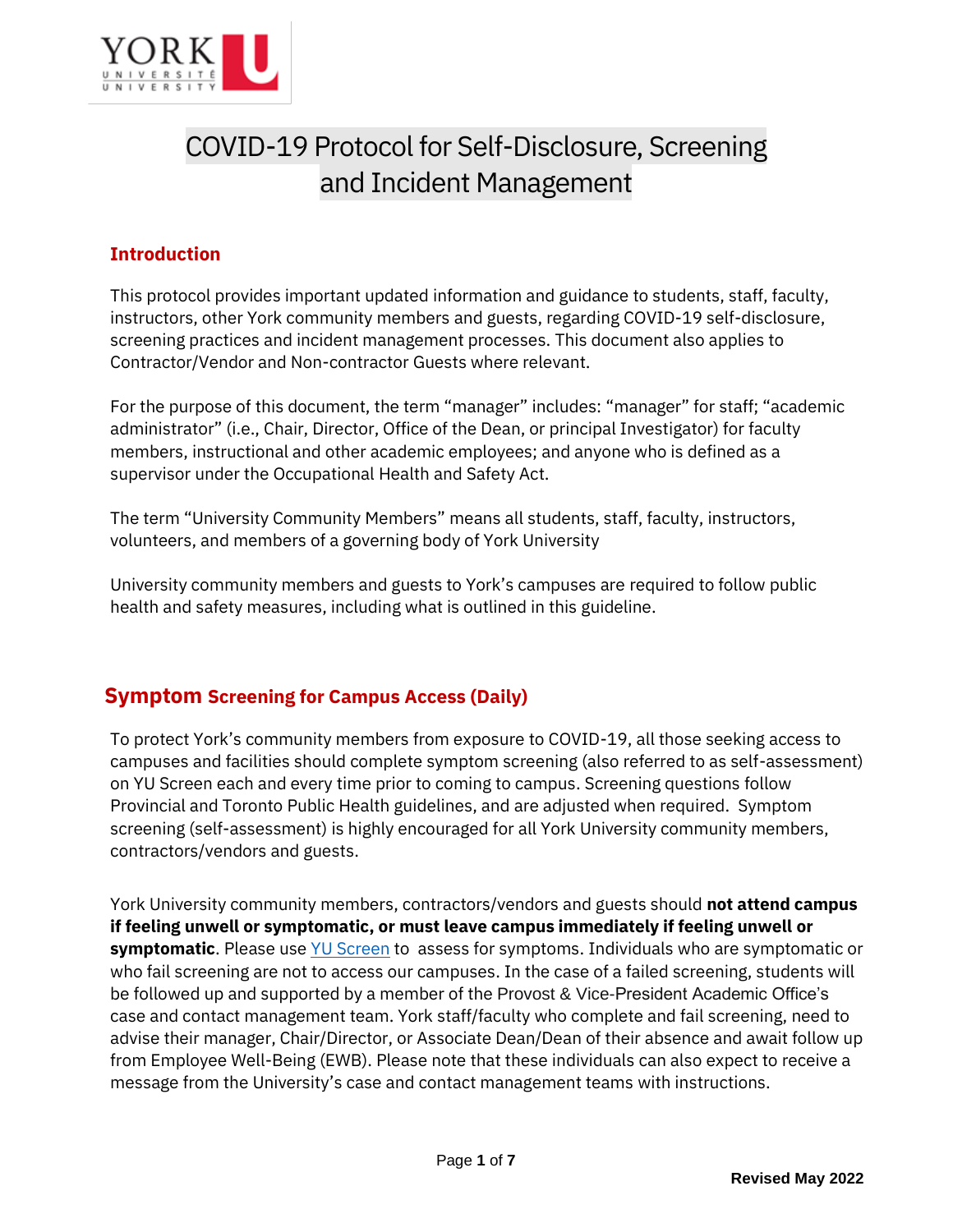# COVID-19 Protocol for Self-Disclosure, Screening and Incident Management

## Introduction

This protocol provides important updated information and guidance to students, staff, faculty, instructors, other York community members and guests, regarding COVID-19 self-disclosure, screening practices and incident management processes. This document also applies to Contractor/Vendor and Non-contractor Guests where relevant.

For the purpose of this document, the term "manager" includes: "manager" for staff; "academic administrator" (i.e., Chair, Director, Office of the Dean, or principal Investigator) for faculty members, instructional and other academic employees; and anyone who is defined as a supervisor under the Occupational Health and Safety Act.

The term "University Community Members" means all students, staff, faculty, instructors, volunteers, and members of a governing body of York University

University community members and guests to York's campuses are required to follow public health and safety measures, including what is outlined in this guideline.

## Symptom Screening for Campus Access (Daily)

To protect York's community members from exposure to COVID-19, all those seeking access to campuses and facilities should complete symptom screening (also referred to as self-assessment) on YU Screen each and every time prior to coming to campus. Screening questions follow Provincial and Toronto Public Health guidelines, and are adjusted when required. Symptom screening (self-assessment) is highly encouraged for all York University community members, contractors/vendors and guests.

York University community members, contractors/vendors and guests should **not attend campus if feeling unwell or symptomatic, or must leave campus immediately if feeling unwell or symptomatic**. Please use YU Screen to assess for symptoms. Individuals who are symptomatic or who fail screening are not to access our campuses. In the case of a failed screening, students will be followed up and supported by a member of the Provost & Vice-President Academic Office's case and contact management team. York staff/faculty who complete and fail screening, need to advise their manager, Chair/Director, or Associate Dean/Dean of their absence and await follow up from Employee Well-Being (EWB). Please note that these individuals can also expect to receive a message from the University's case and contact management teams with instructions.

Revised May 2022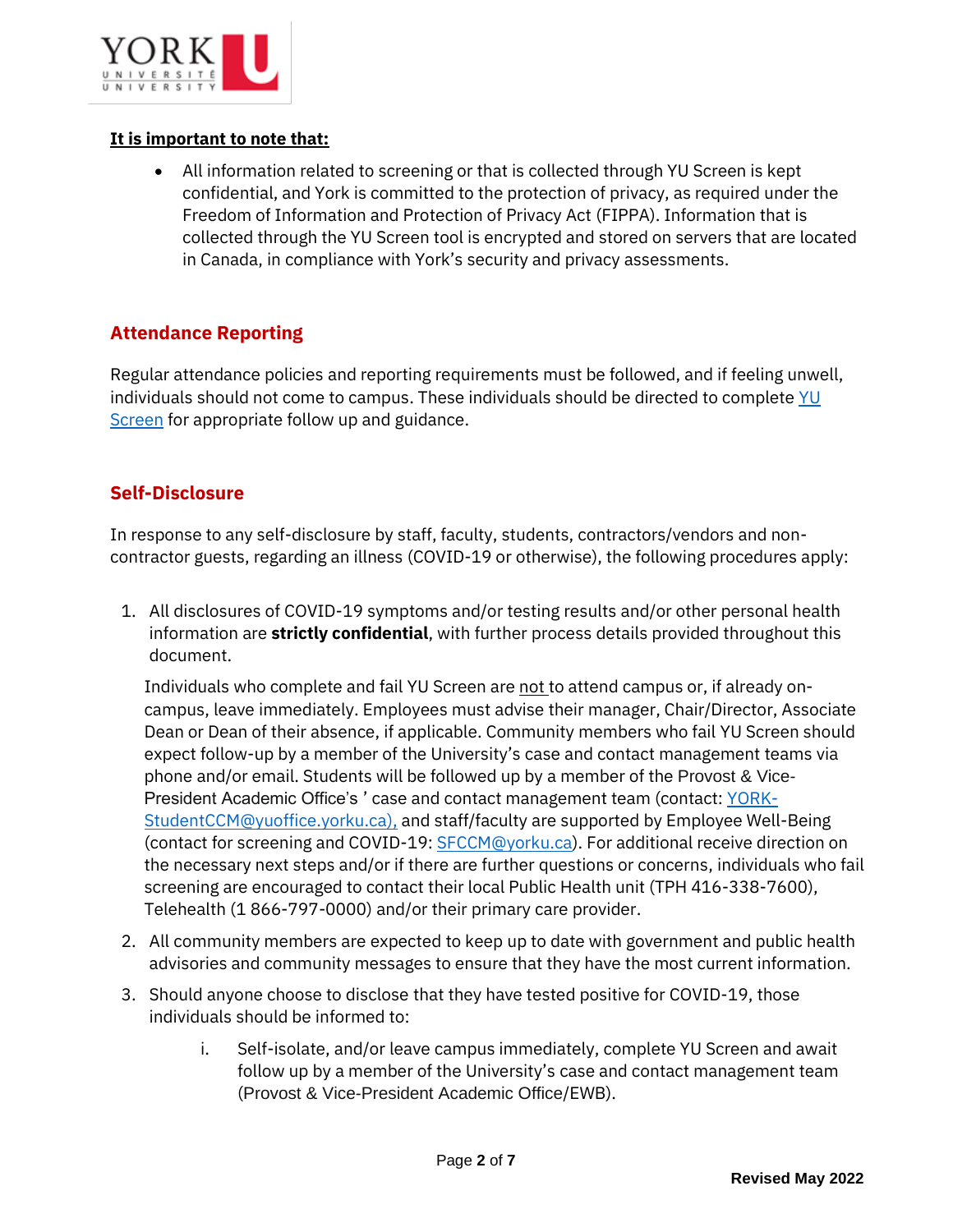**It is important to note that:**

- All information related to screening or that is collected through YU Screen is kept confidential, and York is committed to the protection of privacy, as required under the Freedom of Information and Protection of Privacy Act (FIPPA). Information that is collected through the YU Screen tool is encrypted and stored on servers that are located in Canada, in compliance with York's security and privacy assessments.

## Attendance Reporting

Regular attendance policies and reporting requirements must be followed, and if feeling unwell, individuals should not come to campus. These individuals should be directed to complete YU Screen for appropriate follow up and guidance.

## Self-Disclosure

In response to any self-disclosure by staff, faculty, students, contractors/vendors and non-contractor guests, regarding an illness (COVID-19 or otherwise), the following procedures apply:

1. All disclosures of COVID-19 symptoms and/or testing results and/or other personal health information are **strictly confidential**, with further process details provided throughout this document.

   Individuals who complete and fail YU Screen are not to attend campus or, if already on-campus, leave immediately. Employees must advise their manager, Chair/Director, Associate Dean or Dean of their absence, if applicable. Community members who fail YU Screen should expect follow-up by a member of the University's case and contact management teams via phone and/or email. Students will be followed up by a member of the Provost & Vice-President Academic Office's ' case and contact management team (contact: YORK-StudentCCM@yuoffice.yorku.ca), and staff/faculty are supported by Employee Well-Being (contact for screening and COVID-19: SFCCM@yorku.ca). For additional receive direction on the necessary next steps and/or if there are further questions or concerns, individuals who fail screening are encouraged to contact their local Public Health unit (TPH 416-338-7600), Telehealth (1 866-797-0000) and/or their primary care provider.

2. All community members are expected to keep up to date with government and public health advisories and community messages to ensure that they have the most current information.
3. Should anyone choose to disclose that they have tested positive for COVID-19, those individuals should be informed to:

   i. Self-isolate, and/or leave campus immediately, complete YU Screen and await follow up by a member of the University's case and contact management team (Provost & Vice-President Academic Office/EWB).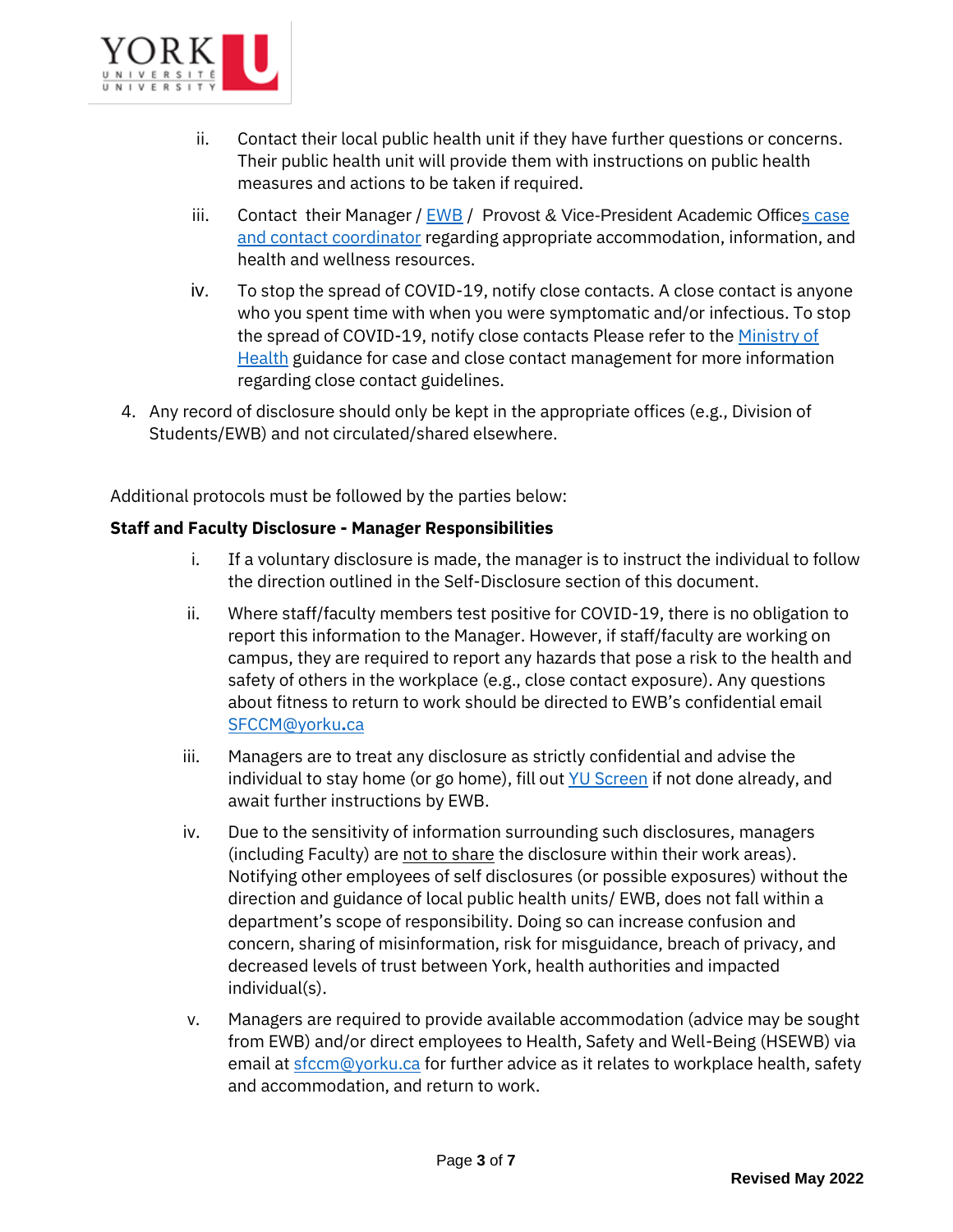ii. Contact their local public health unit if they have further questions or concerns. Their public health unit will provide them with instructions on public health measures and actions to be taken if required.

iii. Contact their Manager / EWB / Provost & Vice-President Academic Offices case and contact coordinator regarding appropriate accommodation, information, and health and wellness resources.

iv. To stop the spread of COVID-19, notify close contacts. A close contact is anyone who you spent time with when you were symptomatic and/or infectious. To stop the spread of COVID-19, notify close contacts Please refer to the Ministry of Health guidance for case and close contact management for more information regarding close contact guidelines.

4. Any record of disclosure should only be kept in the appropriate offices (e.g., Division of Students/EWB) and not circulated/shared elsewhere.

Additional protocols must be followed by the parties below:

**Staff and Faculty Disclosure - Manager Responsibilities**

i. If a voluntary disclosure is made, the manager is to instruct the individual to follow the direction outlined in the Self-Disclosure section of this document.

ii. Where staff/faculty members test positive for COVID-19, there is no obligation to report this information to the Manager. However, if staff/faculty are working on campus, they are required to report any hazards that pose a risk to the health and safety of others in the workplace (e.g., close contact exposure). Any questions about fitness to return to work should be directed to EWB's confidential email SFCCM@yorku.ca

iii. Managers are to treat any disclosure as strictly confidential and advise the individual to stay home (or go home), fill out YU Screen if not done already, and await further instructions by EWB.

iv. Due to the sensitivity of information surrounding such disclosures, managers (including Faculty) are not to share the disclosure within their work areas). Notifying other employees of self disclosures (or possible exposures) without the direction and guidance of local public health units/ EWB, does not fall within a department's scope of responsibility. Doing so can increase confusion and concern, sharing of misinformation, risk for misguidance, breach of privacy, and decreased levels of trust between York, health authorities and impacted individual(s).

v. Managers are required to provide available accommodation (advice may be sought from EWB) and/or direct employees to Health, Safety and Well-Being (HSEWB) via email at sfccm@yorku.ca for further advice as it relates to workplace health, safety and accommodation, and return to work.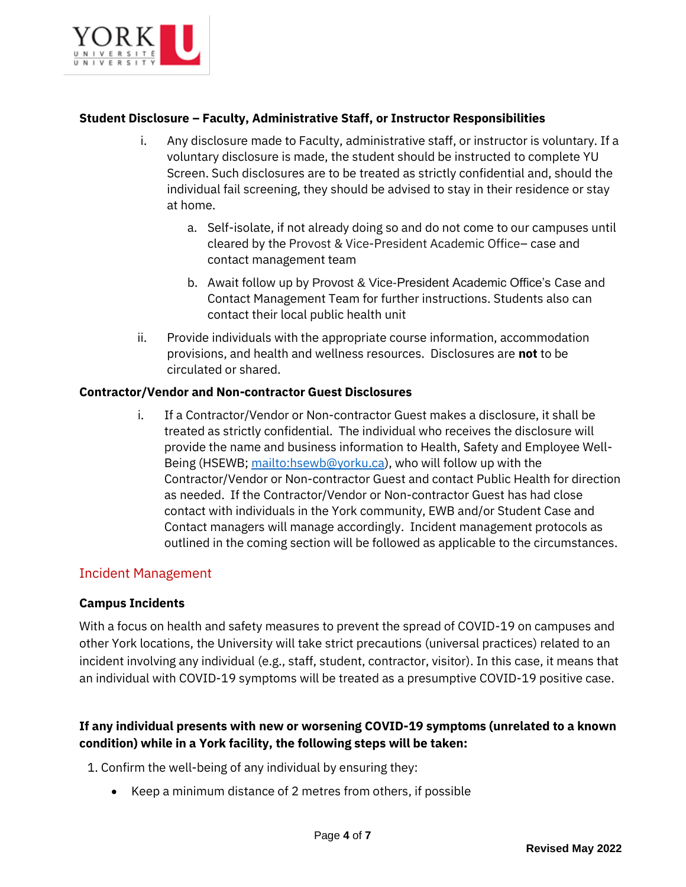**Student Disclosure – Faculty, Administrative Staff, or Instructor Responsibilities**

i. Any disclosure made to Faculty, administrative staff, or instructor is voluntary. If a voluntary disclosure is made, the student should be instructed to complete YU Screen. Such disclosures are to be treated as strictly confidential and, should the individual fail screening, they should be advised to stay in their residence or stay at home.

   a. Self-isolate, if not already doing so and do not come to our campuses until cleared by the Provost & Vice-President Academic Office– case and contact management team

   b. Await follow up by Provost & Vice-President Academic Office's Case and Contact Management Team for further instructions. Students also can contact their local public health unit

ii. Provide individuals with the appropriate course information, accommodation provisions, and health and wellness resources. Disclosures are **not** to be circulated or shared.

**Contractor/Vendor and Non-contractor Guest Disclosures**

i. If a Contractor/Vendor or Non-contractor Guest makes a disclosure, it shall be treated as strictly confidential. The individual who receives the disclosure will provide the name and business information to Health, Safety and Employee Well-Being (HSEWB; [mailto:hsewb@yorku.ca](mailto:hsewb@yorku.ca)), who will follow up with the Contractor/Vendor or Non-contractor Guest and contact Public Health for direction as needed. If the Contractor/Vendor or Non-contractor Guest has had close contact with individuals in the York community, EWB and/or Student Case and Contact managers will manage accordingly. Incident management protocols as outlined in the coming section will be followed as applicable to the circumstances.

## Incident Management

**Campus Incidents**

With a focus on health and safety measures to prevent the spread of COVID-19 on campuses and other York locations, the University will take strict precautions (universal practices) related to an incident involving any individual (e.g., staff, student, contractor, visitor). In this case, it means that an individual with COVID-19 symptoms will be treated as a presumptive COVID-19 positive case.

**If any individual presents with new or worsening COVID-19 symptoms (unrelated to a known condition) while in a York facility, the following steps will be taken:**

1. Confirm the well-being of any individual by ensuring they:
   - Keep a minimum distance of 2 metres from others, if possible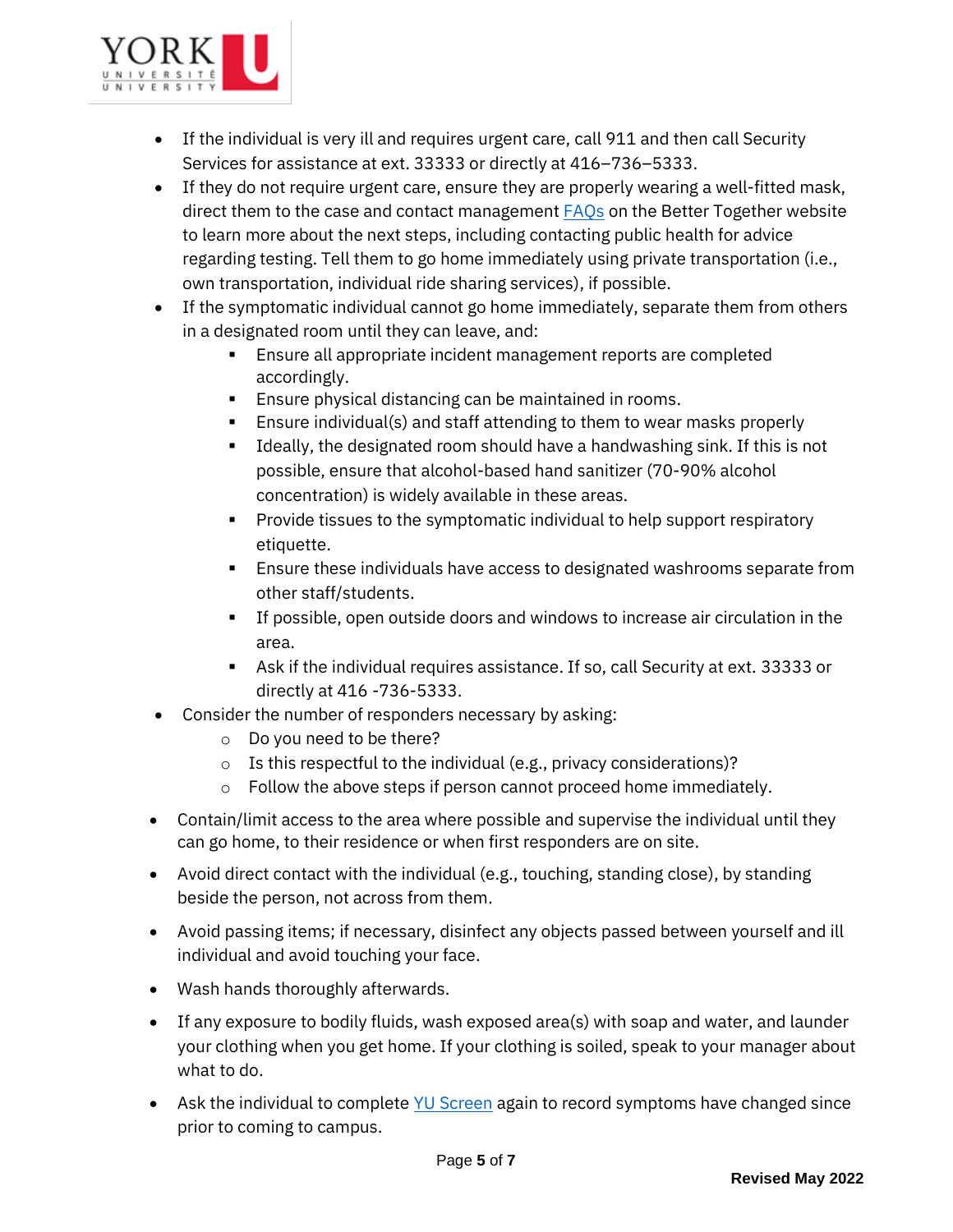- If the individual is very ill and requires urgent care, call 911 and then call Security Services for assistance at ext. 33333 or directly at 416–736–5333.
- If they do not require urgent care, ensure they are properly wearing a well-fitted mask, direct them to the case and contact management [FAQs] on the Better Together website to learn more about the next steps, including contacting public health for advice regarding testing. Tell them to go home immediately using private transportation (i.e., own transportation, individual ride sharing services), if possible.
- If the symptomatic individual cannot go home immediately, separate them from others in a designated room until they can leave, and:
  - Ensure all appropriate incident management reports are completed accordingly.
  - Ensure physical distancing can be maintained in rooms.
  - Ensure individual(s) and staff attending to them to wear masks properly
  - Ideally, the designated room should have a handwashing sink. If this is not possible, ensure that alcohol-based hand sanitizer (70-90% alcohol concentration) is widely available in these areas.
  - Provide tissues to the symptomatic individual to help support respiratory etiquette.
  - Ensure these individuals have access to designated washrooms separate from other staff/students.
  - If possible, open outside doors and windows to increase air circulation in the area.
  - Ask if the individual requires assistance. If so, call Security at ext. 33333 or directly at 416 -736-5333.
- Consider the number of responders necessary by asking:
  - Do you need to be there?
  - Is this respectful to the individual (e.g., privacy considerations)?
  - Follow the above steps if person cannot proceed home immediately.
- Contain/limit access to the area where possible and supervise the individual until they can go home, to their residence or when first responders are on site.
- Avoid direct contact with the individual (e.g., touching, standing close), by standing beside the person, not across from them.
- Avoid passing items; if necessary, disinfect any objects passed between yourself and ill individual and avoid touching your face.
- Wash hands thoroughly afterwards.
- If any exposure to bodily fluids, wash exposed area(s) with soap and water, and launder your clothing when you get home. If your clothing is soiled, speak to your manager about what to do.
- Ask the individual to complete [YU Screen] again to record symptoms have changed since prior to coming to campus.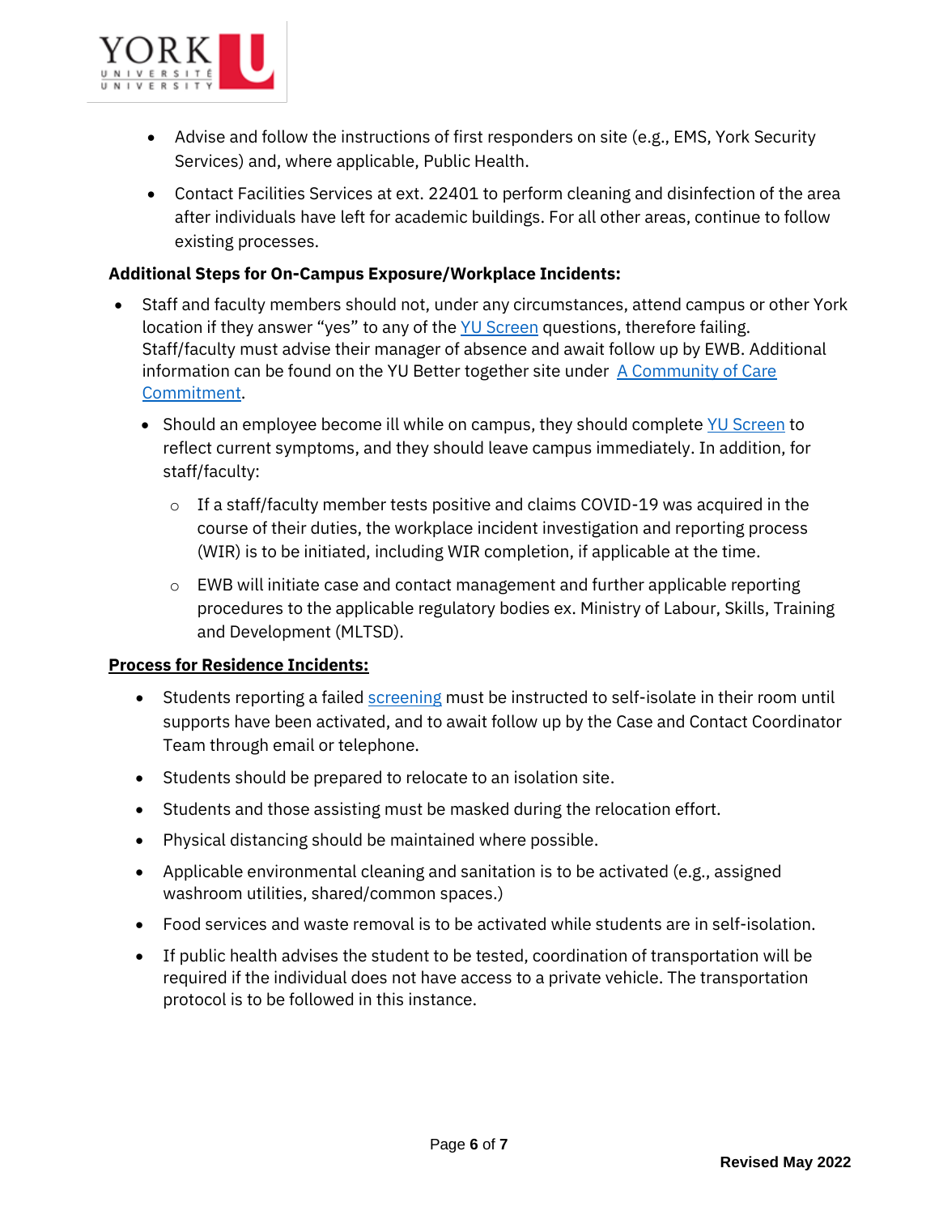- Advise and follow the instructions of first responders on site (e.g., EMS, York Security Services) and, where applicable, Public Health.
- Contact Facilities Services at ext. 22401 to perform cleaning and disinfection of the area after individuals have left for academic buildings. For all other areas, continue to follow existing processes.

**Additional Steps for On-Campus Exposure/Workplace Incidents:**

- Staff and faculty members should not, under any circumstances, attend campus or other York location if they answer "yes" to any of the YU Screen questions, therefore failing. Staff/faculty must advise their manager of absence and await follow up by EWB. Additional information can be found on the YU Better together site under A Community of Care Commitment.
  - Should an employee become ill while on campus, they should complete YU Screen to reflect current symptoms, and they should leave campus immediately. In addition, for staff/faculty:
    - If a staff/faculty member tests positive and claims COVID-19 was acquired in the course of their duties, the workplace incident investigation and reporting process (WIR) is to be initiated, including WIR completion, if applicable at the time.
    - EWB will initiate case and contact management and further applicable reporting procedures to the applicable regulatory bodies ex. Ministry of Labour, Skills, Training and Development (MLTSD).

**Process for Residence Incidents:**

- Students reporting a failed screening must be instructed to self-isolate in their room until supports have been activated, and to await follow up by the Case and Contact Coordinator Team through email or telephone.
- Students should be prepared to relocate to an isolation site.
- Students and those assisting must be masked during the relocation effort.
- Physical distancing should be maintained where possible.
- Applicable environmental cleaning and sanitation is to be activated (e.g., assigned washroom utilities, shared/common spaces.)
- Food services and waste removal is to be activated while students are in self-isolation.
- If public health advises the student to be tested, coordination of transportation will be required if the individual does not have access to a private vehicle. The transportation protocol is to be followed in this instance.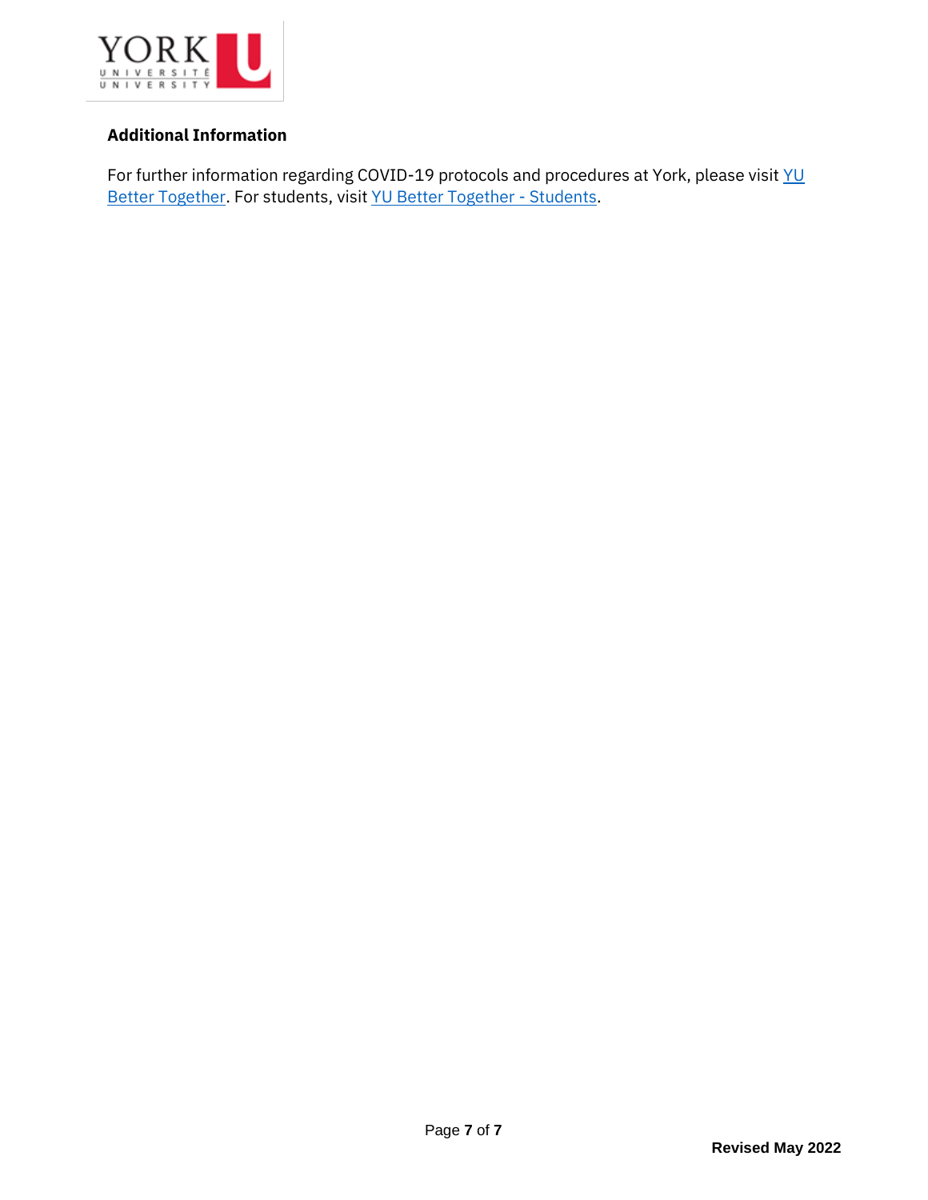## Additional Information

For further information regarding COVID-19 protocols and procedures at York, please visit YU Better Together. For students, visit YU Better Together - Students.

**Revised May 2022**